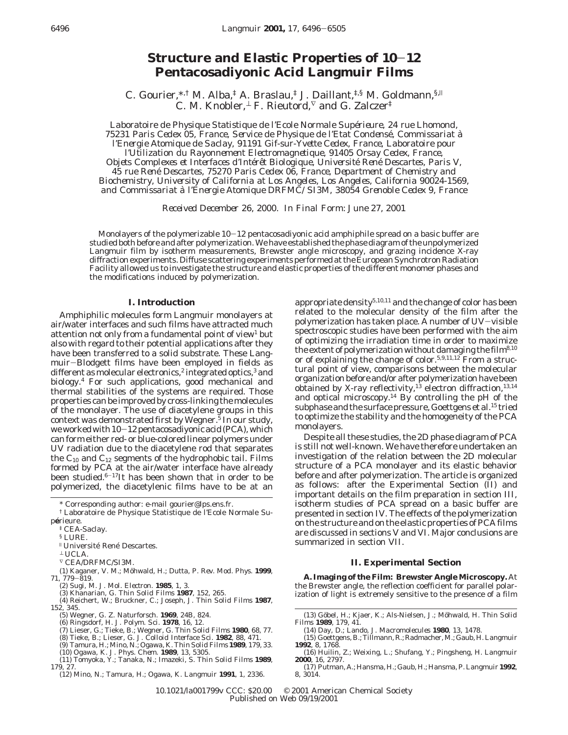# Structure and Elastic Properties of 10−12 Pentacosadiyonic Acid Langmuir Films

C. Gourier,*[,†] M. Alba,[‡] A. Braslau,[‡] J. Daillant,[‡,§] M. Goldmann,[§,∥] C. M. Knobler,[⊥] F. Rieutord,[∇] and G. Zalczer[‡]

*Laboratoire de Physique Statistique de l'Ecole Normale Supérieure, 24 rue Lhomond, 75231 Paris Cedex 05, France, Service de Physique de l'Etat Condensé, Commissariat à l'Energie Atomique de Saclay, 91191 Gif-sur-Yvette Cedex, France, Laboratoire pour l'Utilization du Rayonnement Electromagnetique, 91405 Orsay Cedex, France, Objets Complexes et Interfaces d'Intérêt Biologique, Université René Descartes, Paris V, 45 rue René Descartes, 75270 Paris Cedex 06, France, Department of Chemistry and Biochemistry, University of California at Los Angeles, Los Angeles, California 90024-1569, and Commissariat à l'Energie Atomique DRFMC/SI3M, 38054 Grenoble Cedex 9, France*

*Received December 26, 2000. In Final Form: June 27, 2001*

Monolayers of the polymerizable 10−12 pentacosadiyonic acid amphiphile spread on a basic buffer are studied both before and after polymerization. We have established the phase diagram of the unpolymerized Langmuir film by isotherm measurements, Brewster angle microscopy, and grazing incidence X-ray diffraction experiments. Diffuse scattering experiments performed at the European Synchrotron Radiation Facility allowed us to investigate the structure and elastic properties of the different monomer phases and the modifications induced by polymerization.

## I. Introduction

Amphiphilic molecules form Langmuir monolayers at air/water interfaces and such films have attracted much attention not only from a fundamental point of view[1] but also with regard to their potential applications after they have been transferred to a solid substrate. These Langmuir−Blodgett films have been employed in fields as different as molecular electronics,[2] integrated optics,[3] and biology.[4] For such applications, good mechanical and thermal stabilities of the systems are required. Those properties can be improved by cross-linking the molecules of the monolayer. The use of diacetylene groups in this context was demonstrated first by Wegner.[5] In our study, we worked with 10−12 pentacosadiyonic acid (PCA), which can form either red- or blue-colored linear polymers under UV radiation due to the diacetylene rod that separates the $C_{10}$ and $C_{12}$ segments of the hydrophobic tail. Films formed by PCA at the air/water interface have already been studied.[6−17] It has been shown that in order to be polymerized, the diacetylenic films have to be at an appropriate density[5,10,11] and the change of color has been related to the molecular density of the film after the polymerization has taken place. A number of UV−visible spectroscopic studies have been performed with the aim of optimizing the irradiation time in order to maximize the extent of polymerization without damaging the film[8,10] or of explaining the change of color.[5,9,11,12] From a structural point of view, comparisons between the molecular organization before and/or after polymerization have been obtained by X-ray reflectivity,[13] electron diffraction,[13,14] and optical microscopy.[14] By controlling the pH of the subphase and the surface pressure, Goettgens et al.[15] tried to optimize the stability and the homogeneity of the PCA monolayers.

Despite all these studies, the 2D phase diagram of PCA is still not well-known. We have therefore undertaken an investigation of the relation between the 2D molecular structure of a PCA monolayer and its elastic behavior before and after polymerization. The article is organized as follows: after the Experimental Section (II) and important details on the film preparation in section III, isotherm studies of PCA spread on a basic buffer are presented in section IV. The effects of the polymerization on the structure and on the elastic properties of PCA films are discussed in sections V and VI. Major conclusions are summarized in section VII.

## II. Experimental Section

**A. Imaging of the Film: Brewster Angle Microscopy.** At the Brewster angle, the reflection coefficient for parallel polarization of light is extremely sensitive to the presence of a film

---

\* Corresponding author: e-mail gourier@lps.ens.fr.

† Laboratoire de Physique Statistique de l'Ecole Normale Supérieure.

‡ CEA-Saclay.

§ LURE.

∥ Université René Descartes.

⊥ UCLA.

∇ CEA/DRFMC/SI3M.

(1) Kaganer, V. M.; Möhwald, H.; Dutta, P. *Rev. Mod. Phys.* **1999**, *71*, 779−819.

(2) Sugi, M. *J. Mol. Electron.* **1985**, *1*, 3.

(3) Khanarian, G. *Thin Solid Films* **1987**, *152*, 265.

(4) Reichert, W.; Bruckner, C.; Joseph, J. *Thin Solid Films* **1987**, *152*, 345.

(5) Wegner, G. *Z. Naturforsch.* **1969**, *24B*, 824.

(6) Ringsdorf, H. *J. Polym. Sci.* **1978**, *16*, 12.

(7) Lieser, G.; Tieke, B.; Wegner, G. *Thin Solid Films* **1980**, *68*, 77.

(8) Tieke, B.; Lieser, G. *J. Colloid Interface Sci.* **1982**, *88*, 471.

(9) Tamura, H.; Mino, N.; Ogawa, K. *Thin Solid Films* **1989**, *179*, 33.

(10) Ogawa, K. *J. Phys. Chem.* **1989**, *13*, 5305.

(11) Tomyoka, Y.; Tanaka, N.; Imazeki, S. *Thin Solid Films* **1989**, *179*, 27.

(12) Mino, N.; Tamura, H.; Ogawa, K. *Langmuir* **1991**, *1*, 2336.

(13) Göbel, H.; Kjaer, K.; Als-Nielsen, J.; Möhwald, H. *Thin Solid Films* **1989**, *179*, 41.

(14) Day, D.; Lando, J. *Macromolecules* **1980**, *13*, 1478.

(15) Goettgens, B.; Tillmann, R.; Radmacher, M.; Gaub, H. *Langmuir* **1992**, *8*, 1768.

(16) Huilin, Z.; Weixing, L.; Shufang, Y.; Pingsheng, H. *Langmuir* **2000**, *16*, 2797.

(17) Putman, A.; Hansma, H.; Gaub, H.; Hansma, P. *Langmuir* **1992**, *8*, 3014.

10.1021/la001799v CCC: $20.00 © 2001 American Chemical Society
Published on Web 09/19/2001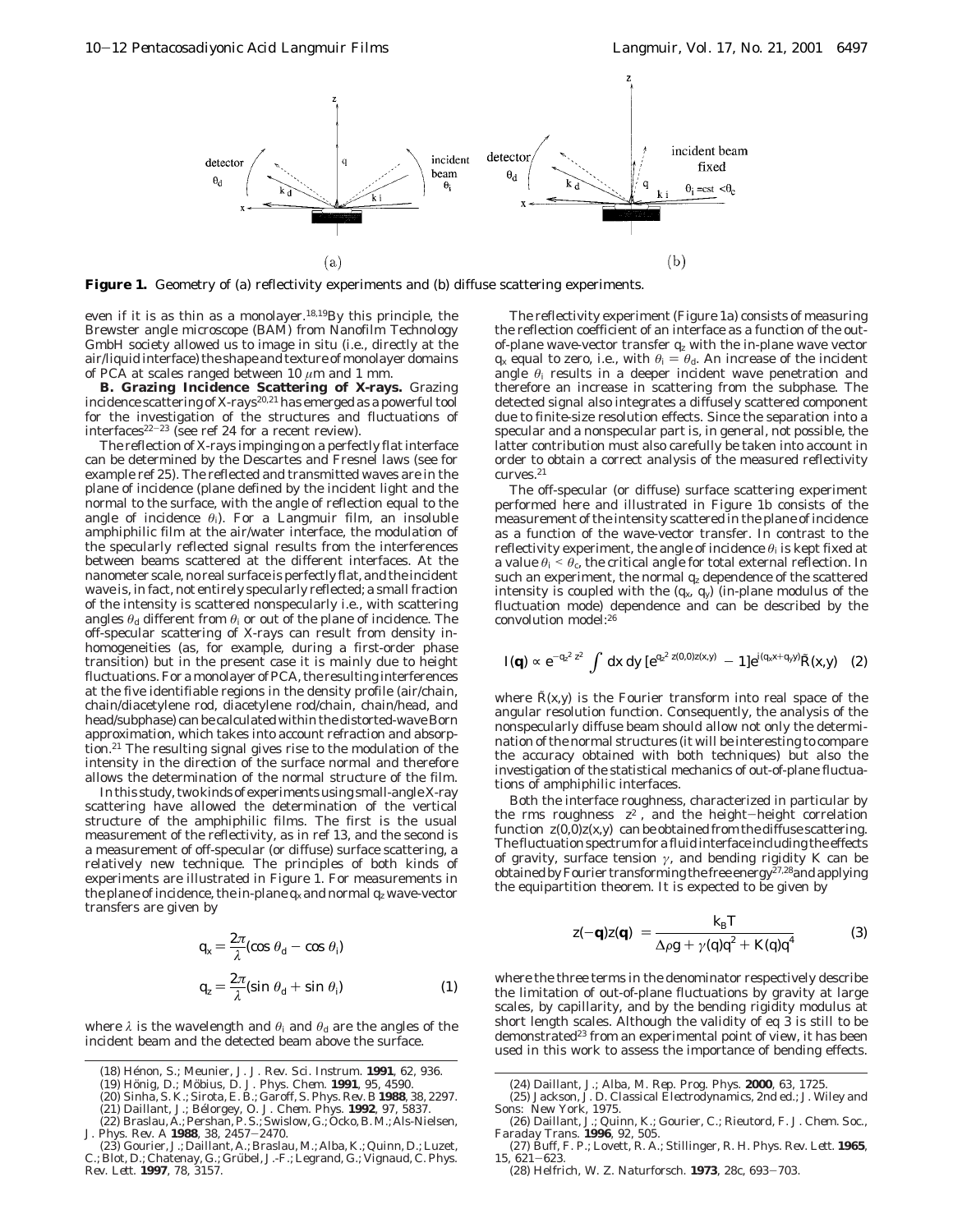**Figure 1.** Geometry of (a) reflectivity experiments and (b) diffuse scattering experiments.

even if it is as thin as a monolayer.[18,19] By this principle, the Brewster angle microscope (BAM) from Nanofilm Technology GmbH society allowed us to image in situ (i.e., directly at the air/liquid interface) the shape and texture of monolayer domains of PCA at scales ranged between 10 $\mu$m and 1 mm.

**B. Grazing Incidence Scattering of X-rays.** Grazing incidence scattering of X-rays[20,21] has emerged as a powerful tool for the investigation of the structures and fluctuations of interfaces[22-23] (see ref 24 for a recent review).

The reflection of X-rays impinging on a perfectly flat interface can be determined by the Descartes and Fresnel laws (see for example ref 25). The reflected and transmitted waves are in the plane of incidence (plane defined by the incident light and the normal to the surface, with the angle of reflection equal to the angle of incidence $\theta_i$). For a Langmuir film, an insoluble amphiphilic film at the air/water interface, the modulation of the specularly reflected signal results from the interferences between beams scattered at the different interfaces. At the nanometer scale, no real surface is perfectly flat, and the incident wave is, in fact, not entirely specularly reflected; a small fraction of the intensity is scattered nonspecularly i.e., with scattering angles $\theta_d$ different from $\theta_i$ or out of the plane of incidence. The off-specular scattering of X-rays can result from density inhomogeneities (as, for example, during a first-order phase transition) but in the present case it is mainly due to height fluctuations. For a monolayer of PCA, the resulting interferences at the five identifiable regions in the density profile (air/chain, chain/diacetylene rod, diacetylene rod/chain, chain/head, and head/subphase) can be calculated within the distorted-wave Born approximation, which takes into account refraction and absorption.[21] The resulting signal gives rise to the modulation of the intensity in the direction of the surface normal and therefore allows the determination of the normal structure of the film.

In this study, two kinds of experiments using small-angle X-ray scattering have allowed the determination of the vertical structure of the amphiphilic films. The first is the usual measurement of the reflectivity, as in ref 13, and the second is a measurement of off-specular (or diffuse) surface scattering, a relatively new technique. The principles of both kinds of experiments are illustrated in Figure 1. For measurements in the plane of incidence, the in-plane $q_x$ and normal $q_z$ wave-vector transfers are given by

$$q_x = \frac{2\pi}{\lambda}(\cos\theta_d - \cos\theta_i)$$
$$q_z = \frac{2\pi}{\lambda}(\sin\theta_d + \sin\theta_i) \qquad (1)$$

where $\lambda$ is the wavelength and $\theta_i$ and $\theta_d$ are the angles of the incident beam and the detected beam above the surface.

The reflectivity experiment (Figure 1a) consists of measuring the reflection coefficient of an interface as a function of the out-of-plane wave-vector transfer $q_z$ with the in-plane wave vector $q_x$ equal to zero, i.e., with $\theta_i = \theta_d$. An increase of the incident angle $\theta_i$ results in a deeper incident wave penetration and therefore an increase in scattering from the subphase. The detected signal also integrates a diffusely scattered component due to finite-size resolution effects. Since the separation into a specular and a nonspecular part is, in general, not possible, the latter contribution must also carefully be taken into account in order to obtain a correct analysis of the measured reflectivity curves.[21]

The off-specular (or diffuse) surface scattering experiment performed here and illustrated in Figure 1b consists of the measurement of the intensity scattered in the plane of incidence as a function of the wave-vector transfer. In contrast to the reflectivity experiment, the angle of incidence $\theta_i$ is kept fixed at a value $\theta_i < \theta_c$, the critical angle for total external reflection. In such an experiment, the normal $q_z$ dependence of the scattered intensity is coupled with the ($q_x$, $q_y$) (in-plane modulus of the fluctuation mode) dependence and can be described by the convolution model:[26]

$$I(\mathbf{q}) \propto e^{-q_z^2\langle z^2\rangle} \int dx\, dy\, [e^{q_z^2\langle z(0,0)z(x,y)\rangle} - 1]e^{i(q_x x + q_y y)}\tilde{R}(x,y) \qquad (2)$$

where $\tilde{R}(x,y)$ is the Fourier transform into real space of the angular resolution function. Consequently, the analysis of the nonspecularly diffuse beam should allow not only the determination of the normal structures (it will be interesting to compare the accuracy obtained with both techniques) but also the investigation of the statistical mechanics of out-of-plane fluctuations of amphiphilic interfaces.

Both the interface roughness, characterized in particular by the rms roughness $\langle z^2\rangle$, and the height–height correlation function $\langle z(0,0)z(x,y)\rangle$ can be obtained from the diffuse scattering. The fluctuation spectrum for a fluid interface including the effects of gravity, surface tension $\gamma$, and bending rigidity $K$ can be obtained by Fourier transforming the free energy[27,28] and applying the equipartition theorem. It is expected to be given by

$$\langle z(-\mathbf{q})z(\mathbf{q})\rangle = \frac{k_B T}{\Delta\rho g + \gamma(q)q^2 + K(q)q^4} \qquad (3)$$

where the three terms in the denominator respectively describe the limitation of out-of-plane fluctuations by gravity at large scales, by capillarity, and by the bending rigidity modulus at short length scales. Although the validity of eq 3 is still to be demonstrated[23] from an experimental point of view, it has been used in this work to assess the importance of bending effects.

(18) Hénon, S.; Meunier, J. *J. Rev. Sci. Instrum.* **1991**, *62*, 936.
(19) Hönig, D.; Möbius, D. *J. Phys. Chem.* **1991**, *95*, 4590.
(20) Sinha, S. K.; Sirota, E. B.; Garoff, S. *Phys. Rev. B* **1988**, *38*, 2297.
(21) Daillant, J.; Bélorgey, O. *J. Chem. Phys.* **1992**, *97*, 5837.
(22) Braslau, A.; Pershan, P. S.; Swislow, G.; Ocko, B. M.; Als-Nielsen, J. *Phys. Rev. A* **1988**, *38*, 2457–2470.
(23) Gourier, J.; Daillant, A.; Braslau, M.; Alba, K.; Quinn, D.; Luzet, C.; Blot, D.; Chatenay, G.; Grübel, J.-F.; Legrand, G.; Vignaud, C. *Phys. Rev. Lett.* **1997**, *78*, 3157.
(24) Daillant, J.; Alba, M. *Rep. Prog. Phys.* **2000**, *63*, 1725.
(25) Jackson, J. D. *Classical Electrodynamics*, 2nd ed.; J. Wiley and Sons: New York, 1975.
(26) Daillant, J.; Quinn, K.; Gourier, C.; Rieutord, F. *J. Chem. Soc., Faraday Trans.* **1996**, *92*, 505.
(27) Buff, F. P.; Lovett, R. A.; Stillinger, R. H. *Phys. Rev. Lett.* **1965**, *15*, 621–623.
(28) Helfrich, W. *Z. Naturforsch.* **1973**, *28c*, 693–703.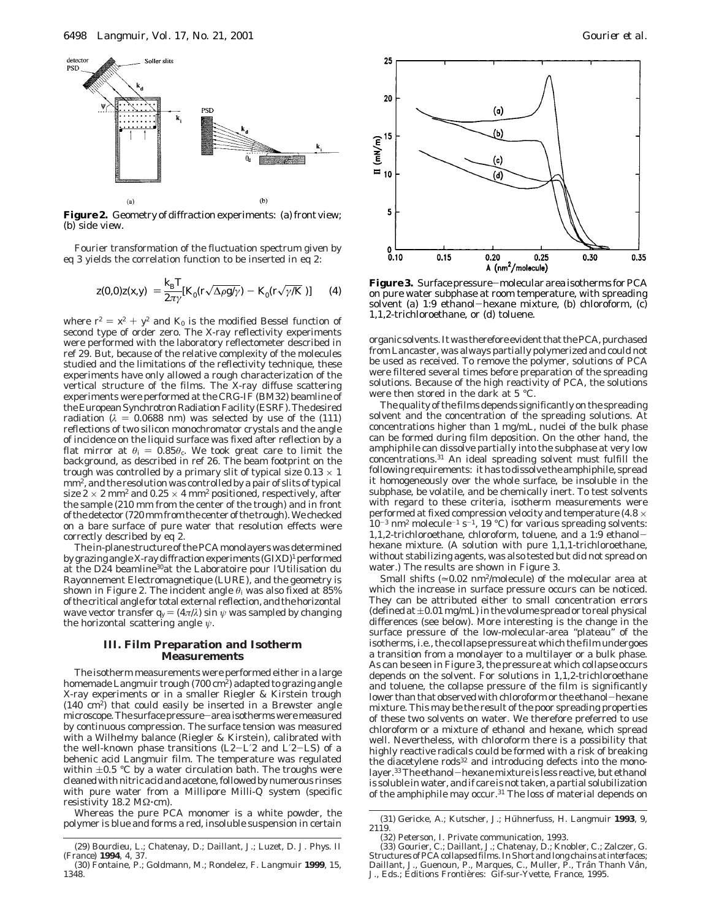**Figure 2.** Geometry of diffraction experiments: (a) front view; (b) side view.

Fourier transformation of the fluctuation spectrum given by eq 3 yields the correlation function to be inserted in eq 2:

$$\langle z(0,0)z(x,y)\rangle = \frac{k_B T}{2\pi\gamma}[K_0(r\sqrt{\Delta\rho g/\gamma}) - K_0(r\sqrt{\gamma/K})] \quad (4)$$

where $r^2 = x^2 + y^2$ and $K_0$ is the modified Bessel function of second type of order zero. The X-ray reflectivity experiments were performed with the laboratory reflectometer described in ref 29. But, because of the relative complexity of the molecules studied and the limitations of the reflectivity technique, these experiments have only allowed a rough characterization of the vertical structure of the films. The X-ray diffuse scattering experiments were performed at the CRG-IF (BM32) beamline of the European Synchrotron Radiation Facility (ESRF). The desired radiation ($\lambda$ = 0.0688 nm) was selected by use of the (111) reflections of two silicon monochromator crystals and the angle of incidence on the liquid surface was fixed after reflection by a flat mirror at $\theta_i = 0.85\theta_c$. We took great care to limit the background, as described in ref 26. The beam footprint on the trough was controlled by a primary slit of typical size 0.13 × 1 mm², and the resolution was controlled by a pair of slits of typical size 2 × 2 mm² and 0.25 × 4 mm² positioned, respectively, after the sample (210 mm from the center of the trough) and in front of the detector (720 mm from the center of the trough). We checked on a bare surface of pure water that resolution effects were correctly described by eq 2.

The in-plane structure of the PCA monolayers was determined by grazing angle X-ray diffraction experiments (GIXD)[1] performed at the D24 beamline[30] at the Laboratoire pour l'Utilisation du Rayonnement Electromagnetique (LURE), and the geometry is shown in Figure 2. The incident angle $\theta_i$ was also fixed at 85% of the critical angle for total external reflection, and the horizontal wave vector transfer $q_y = (4\pi/\lambda)\sin\psi$ was sampled by changing the horizontal scattering angle $\psi$.

## III. Film Preparation and Isotherm Measurements

The isotherm measurements were performed either in a large homemade Langmuir trough (700 cm²) adapted to grazing angle X-ray experiments or in a smaller Riegler & Kirstein trough (140 cm²) that could easily be inserted in a Brewster angle microscope. The surface pressure–area isotherms were measured by continuous compression. The surface tension was measured with a Wilhelmy balance (Riegler & Kirstein), calibrated with the well-known phase transitions (L2–L′2 and L′2–LS) of a behenic acid Langmuir film. The temperature was regulated within ±0.5 °C by a water circulation bath. The troughs were cleaned with nitric acid and acetone, followed by numerous rinses with pure water from a Millipore Milli-Q system (specific resistivity 18.2 MΩ·cm).

Whereas the pure PCA monomer is a white powder, the polymer is blue and forms a red, insoluble suspension in certain organic solvents. It was therefore evident that the PCA, purchased from Lancaster, was always partially polymerized and could not be used as received. To remove the polymer, solutions of PCA were filtered several times before preparation of the spreading solutions. Because of the high reactivity of PCA, the solutions were then stored in the dark at 5 °C.

**Figure 3.** Surface pressure–molecular area isotherms for PCA on pure water subphase at room temperature, with spreading solvent (a) 1:9 ethanol–hexane mixture, (b) chloroform, (c) 1,1,2-trichloroethane, or (d) toluene.

The quality of the films depends significantly on the spreading solvent and the concentration of the spreading solutions. At concentrations higher than 1 mg/mL, nuclei of the bulk phase can be formed during film deposition. On the other hand, the amphiphile can dissolve partially into the subphase at very low concentrations.[31] An ideal spreading solvent must fulfill the following requirements: it has to dissolve the amphiphile, spread it homogeneously over the whole surface, be insoluble in the subphase, be volatile, and be chemically inert. To test solvents with regard to these criteria, isotherm measurements were performed at fixed compression velocity and temperature (4.8 × $10^{-3}$ nm² molecule$^{-1}$ s$^{-1}$, 19 °C) for various spreading solvents: 1,1,2-trichloroethane, chloroform, toluene, and a 1:9 ethanol–hexane mixture. (A solution with pure 1,1,1-trichloroethane, without stabilizing agents, was also tested but did not spread on water.) The results are shown in Figure 3.

Small shifts (≈0.02 nm²/molecule) of the molecular area at which the increase in surface pressure occurs can be noticed. They can be attributed either to small concentration errors (defined at ±0.01 mg/mL) in the volume spread or to real physical differences (see below). More interesting is the change in the surface pressure of the low-molecular-area "plateau" of the isotherms, i.e., the collapse pressure at which the film undergoes a transition from a monolayer to a multilayer or a bulk phase. As can be seen in Figure 3, the pressure at which collapse occurs depends on the solvent. For solutions in 1,1,2-trichloroethane and toluene, the collapse pressure of the film is significantly lower than that observed with chloroform or the ethanol–hexane mixture. This may be the result of the poor spreading properties of these two solvents on water. We therefore preferred to use chloroform or a mixture of ethanol and hexane, which spread well. Nevertheless, with chloroform there is a possibility that highly reactive radicals could be formed with a risk of breaking the diacetylene rods[32] and introducing defects into the monolayer.[33] The ethanol–hexane mixture is less reactive, but ethanol is soluble in water, and if care is not taken, a partial solubilization of the amphiphile may occur.[31] The loss of material depends on

(29) Bourdieu, L.; Chatenay, D.; Daillant, J.; Luzet, D. *J. Phys. II (France)* **1994**, *4*, 37.

(30) Fontaine, P.; Goldmann, M.; Rondelez, F. *Langmuir* **1999**, *15*, 1348.

(31) Gericke, A.; Kutscher, J.; Hühnerfuss, H. *Langmuir* **1993**, *9*, 2119.

(32) Peterson, I. Private communication, 1993.

(33) Gourier, C.; Daillant, J.; Chatenay, D.; Knobler, C.; Zalczer, G. Structures of PCA collapsed films. In *Short and long chains at interfaces*; Daillant, J., Guenoun, P., Marques, C., Muller, P., Trân Thanh Vân, J., Eds.; Éditions Frontières: Gif-sur-Yvette, France, 1995.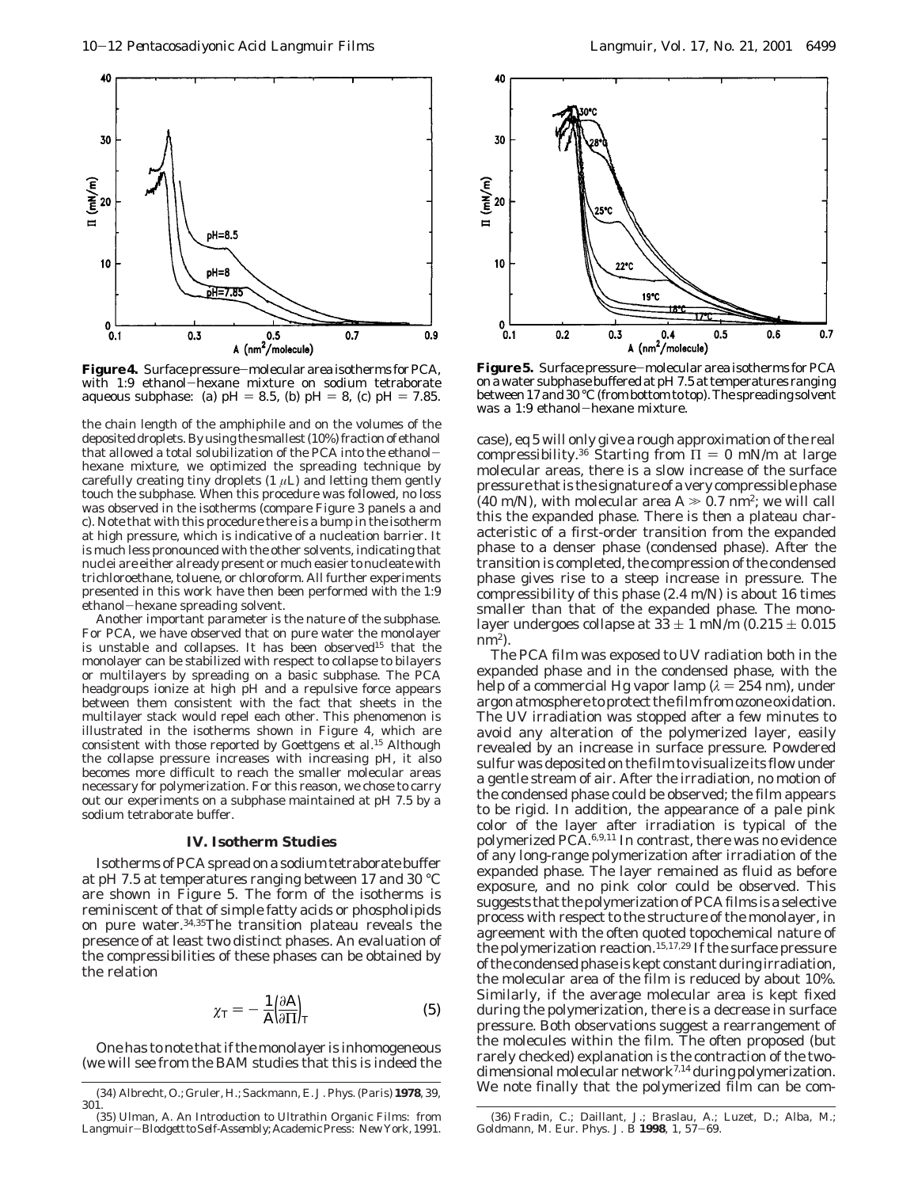**Figure 4.** Surface pressure–molecular area isotherms for PCA, with 1:9 ethanol–hexane mixture on sodium tetraborate aqueous subphase: (a) pH = 8.5, (b) pH = 8, (c) pH = 7.85.

the chain length of the amphiphile and on the volumes of the deposited droplets. By using the smallest (10%) fraction of ethanol that allowed a total solubilization of the PCA into the ethanol–hexane mixture, we optimized the spreading technique by carefully creating tiny droplets (1 $\mu$L) and letting them gently touch the subphase. When this procedure was followed, no loss was observed in the isotherms (compare Figure 3 panels a and c). Note that with this procedure there is a bump in the isotherm at high pressure, which is indicative of a nucleation barrier. It is much less pronounced with the other solvents, indicating that nuclei are either already present or much easier to nucleate with trichloroethane, toluene, or chloroform. All further experiments presented in this work have then been performed with the 1:9 ethanol–hexane spreading solvent.

Another important parameter is the nature of the subphase. For PCA, we have observed that on pure water the monolayer is unstable and collapses. It has been observed[15] that the monolayer can be stabilized with respect to collapse to bilayers or multilayers by spreading on a basic subphase. The PCA headgroups ionize at high pH and a repulsive force appears between them consistent with the fact that sheets in the multilayer stack would repel each other. This phenomenon is illustrated in the isotherms shown in Figure 4, which are consistent with those reported by Goettgens et al.[15] Although the collapse pressure increases with increasing pH, it also becomes more difficult to reach the smaller molecular areas necessary for polymerization. For this reason, we chose to carry out our experiments on a subphase maintained at pH 7.5 by a sodium tetraborate buffer.

## IV. Isotherm Studies

Isotherms of PCA spread on a sodium tetraborate buffer at pH 7.5 at temperatures ranging between 17 and 30 °C are shown in Figure 5. The form of the isotherms is reminiscent of that of simple fatty acids or phospholipids on pure water.[34,35] The transition plateau reveals the presence of at least two distinct phases. An evaluation of the compressibilities of these phases can be obtained by the relation

$$\chi_T = -\frac{1}{A}\left(\frac{\partial A}{\partial \Pi}\right)_T \tag{5}$$

One has to note that if the monolayer is inhomogeneous (we will see from the BAM studies that this is indeed the case), eq 5 will only give a rough approximation of the real compressibility.[36] Starting from $\Pi = 0$ mN/m at large molecular areas, there is a slow increase of the surface pressure that is the signature of a very compressible phase (40 m/N), with molecular area $A \gg 0.7$ nm$^2$; we will call this the expanded phase. There is then a plateau characteristic of a first-order transition from the expanded phase to a denser phase (condensed phase). After the transition is completed, the compression of the condensed phase gives rise to a steep increase in pressure. The compressibility of this phase (2.4 m/N) is about 16 times smaller than that of the expanded phase. The monolayer undergoes collapse at $33 \pm 1$ mN/m ($0.215 \pm 0.015$ nm$^2$).

**Figure 5.** Surface pressure–molecular area isotherms for PCA on a water subphase buffered at pH 7.5 at temperatures ranging between 17 and 30 °C (from bottom to top). The spreading solvent was a 1:9 ethanol–hexane mixture.

The PCA film was exposed to UV radiation both in the expanded phase and in the condensed phase, with the help of a commercial Hg vapor lamp ($\lambda = 254$ nm), under argon atmosphere to protect the film from ozone oxidation. The UV irradiation was stopped after a few minutes to avoid any alteration of the polymerized layer, easily revealed by an increase in surface pressure. Powdered sulfur was deposited on the film to visualize its flow under a gentle stream of air. After the irradiation, no motion of the condensed phase could be observed; the film appears to be rigid. In addition, the appearance of a pale pink color of the layer after irradiation is typical of the polymerized PCA.[6,9,11] In contrast, there was no evidence of any long-range polymerization after irradiation of the expanded phase. The layer remained as fluid as before exposure, and no pink color could be observed. This suggests that the polymerization of PCA films is a selective process with respect to the structure of the monolayer, in agreement with the often quoted topochemical nature of the polymerization reaction.[15,17,29] If the surface pressure of the condensed phase is kept constant during irradiation, the molecular area of the film is reduced by about 10%. Similarly, if the average molecular area is kept fixed during the polymerization, there is a decrease in surface pressure. Both observations suggest a rearrangement of the molecules within the film. The often proposed (but rarely checked) explanation is the contraction of the two-dimensional molecular network[7,14] during polymerization. We note finally that the polymerized film can be com-

(34) Albrecht, O.; Gruler, H.; Sackmann, E. *J. Phys. (Paris)* **1978**, 39, 301.

(35) Ulman, A. *An Introduction to Ultrathin Organic Films: from Langmuir–Blodgett to Self-Assembly*; Academic Press: New York, 1991.

(36) Fradin, C.; Daillant, J.; Braslau, A.; Luzet, D.; Alba, M.; Goldmann, M. *Eur. Phys. J. B* **1998**, 1, 57–69.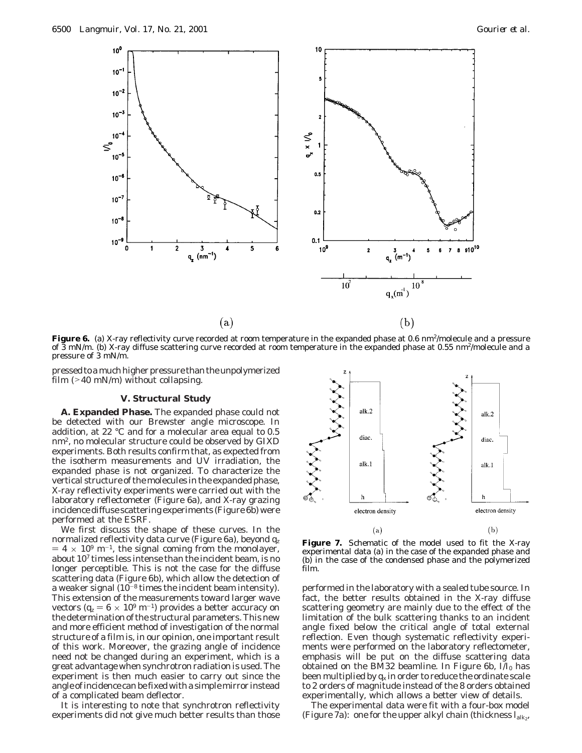**Figure 6.** (a) X-ray reflectivity curve recorded at room temperature in the expanded phase at 0.6 nm$^2$/molecule and a pressure of 3 mN/m. (b) X-ray diffuse scattering curve recorded at room temperature in the expanded phase at 0.55 nm$^2$/molecule and a pressure of 3 mN/m.

pressed to a much higher pressure than the unpolymerized film (>40 mN/m) without collapsing.

## V. Structural Study

**A. Expanded Phase.** The expanded phase could not be detected with our Brewster angle microscope. In addition, at 22 °C and for a molecular area equal to 0.5 nm$^2$, no molecular structure could be observed by GIXD experiments. Both results confirm that, as expected from the isotherm measurements and UV irradiation, the expanded phase is not organized. To characterize the vertical structure of the molecules in the expanded phase, X-ray reflectivity experiments were carried out with the laboratory reflectometer (Figure 6a), and X-ray grazing incidence diffuse scattering experiments (Figure 6b) were performed at the ESRF.

We first discuss the shape of these curves. In the normalized reflectivity data curve (Figure 6a), beyond $q_z = 4 \times 10^9$ m$^{-1}$, the signal coming from the monolayer, about $10^7$ times less intense than the incident beam, is no longer perceptible. This is not the case for the diffuse scattering data (Figure 6b), which allow the detection of a weaker signal ($10^{-8}$ times the incident beam intensity). This extension of the measurements toward larger wave vectors ($q_z = 6 \times 10^9$ m$^{-1}$) provides a better accuracy on the determination of the structural parameters. This new and more efficient method of investigation of the normal structure of a film is, in our opinion, one important result of this work. Moreover, the grazing angle of incidence need not be changed during an experiment, which is a great advantage when synchrotron radiation is used. The experiment is then much easier to carry out since the angle of incidence can be fixed with a simple mirror instead of a complicated beam deflector.

It is interesting to note that synchrotron reflectivity experiments did not give much better results than those performed in the laboratory with a sealed tube source. In fact, the better results obtained in the X-ray diffuse scattering geometry are mainly due to the effect of the limitation of the bulk scattering thanks to an incident angle fixed below the critical angle of total external reflection. Even though systematic reflectivity experiments were performed on the laboratory reflectometer, emphasis will be put on the diffuse scattering data obtained on the BM32 beamline. In Figure 6b, $I/I_0$ has been multiplied by $q_x$ in order to reduce the ordinate scale to 2 orders of magnitude instead of the 8 orders obtained experimentally, which allows a better view of details.

**Figure 7.** Schematic of the model used to fit the X-ray experimental data (a) in the case of the expanded phase and (b) in the case of the condensed phase and the polymerized film.

The experimental data were fit with a four-box model (Figure 7a): one for the upper alkyl chain (thickness $l_{alk_2}$,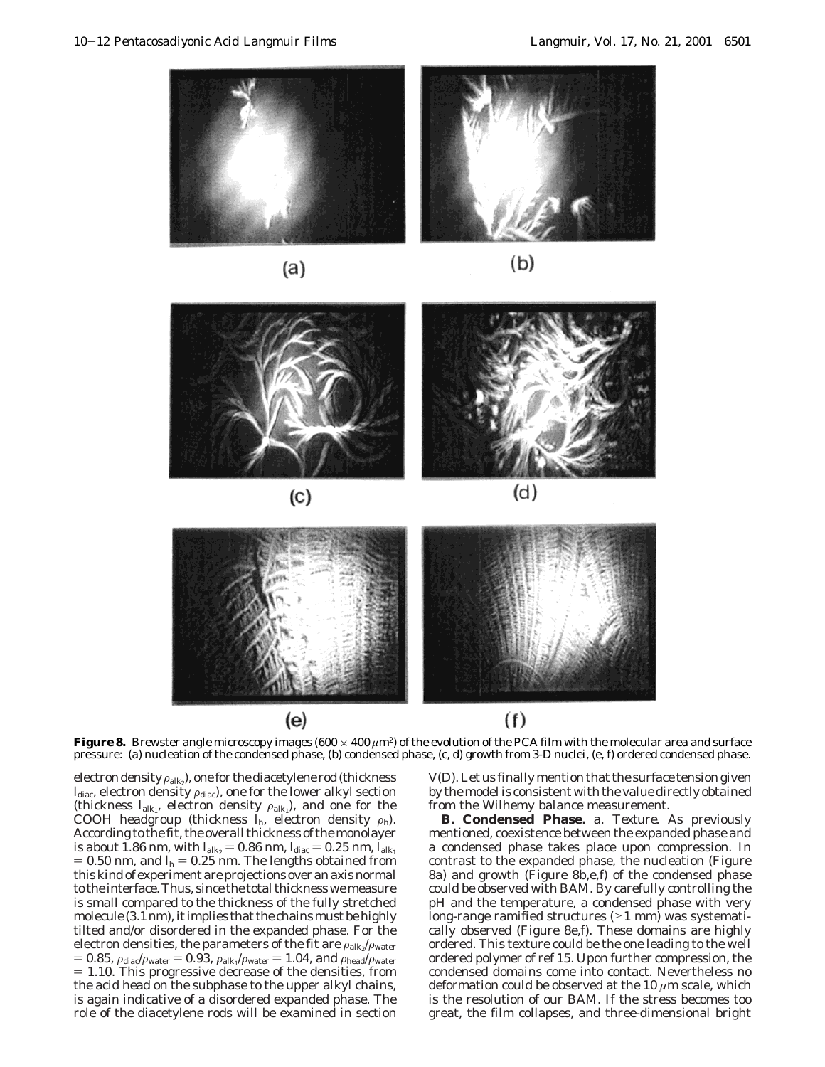**Figure 8.** Brewster angle microscopy images (600 × 400 $\mu$m$^2$) of the evolution of the PCA film with the molecular area and surface pressure: (a) nucleation of the condensed phase, (b) condensed phase, (c, d) growth from 3-D nuclei, (e, f) ordered condensed phase.

electron density $\rho_{alk_2}$), one for the diacetylene rod (thickness $l_{diac}$, electron density $\rho_{diac}$), one for the lower alkyl section (thickness $l_{alk_1}$, electron density $\rho_{alk_1}$), and one for the COOH headgroup (thickness $l_h$, electron density $\rho_h$). According to the fit, the overall thickness of the monolayer is about 1.86 nm, with $l_{alk_2} = 0.86$ nm, $l_{diac} = 0.25$ nm, $l_{alk_1} = 0.50$ nm, and $l_h = 0.25$ nm. The lengths obtained from this kind of experiment are projections over an axis normal to the interface. Thus, since the total thickness we measure is small compared to the thickness of the fully stretched molecule (3.1 nm), it implies that the chains must be highly tilted and/or disordered in the expanded phase. For the electron densities, the parameters of the fit are $\rho_{alk_2}/\rho_{water} = 0.85$, $\rho_{diac}/\rho_{water} = 0.93$, $\rho_{alk_1}/\rho_{water} = 1.04$, and $\rho_{head}/\rho_{water} = 1.10$. This progressive decrease of the densities, from the acid head on the subphase to the upper alkyl chains, is again indicative of a disordered expanded phase. The role of the diacetylene rods will be examined in section V(D). Let us finally mention that the surface tension given by the model is consistent with the value directly obtained from the Wilhemy balance measurement.

**B. Condensed Phase.** a. *Texture.* As previously mentioned, coexistence between the expanded phase and a condensed phase takes place upon compression. In contrast to the expanded phase, the nucleation (Figure 8a) and growth (Figure 8b,e,f) of the condensed phase could be observed with BAM. By carefully controlling the pH and the temperature, a condensed phase with very long-range ramified structures (>1 mm) was systematically observed (Figure 8e,f). These domains are highly ordered. This texture could be the one leading to the well ordered polymer of ref 15. Upon further compression, the condensed domains come into contact. Nevertheless no deformation could be observed at the 10 $\mu$m scale, which is the resolution of our BAM. If the stress becomes too great, the film collapses, and three-dimensional bright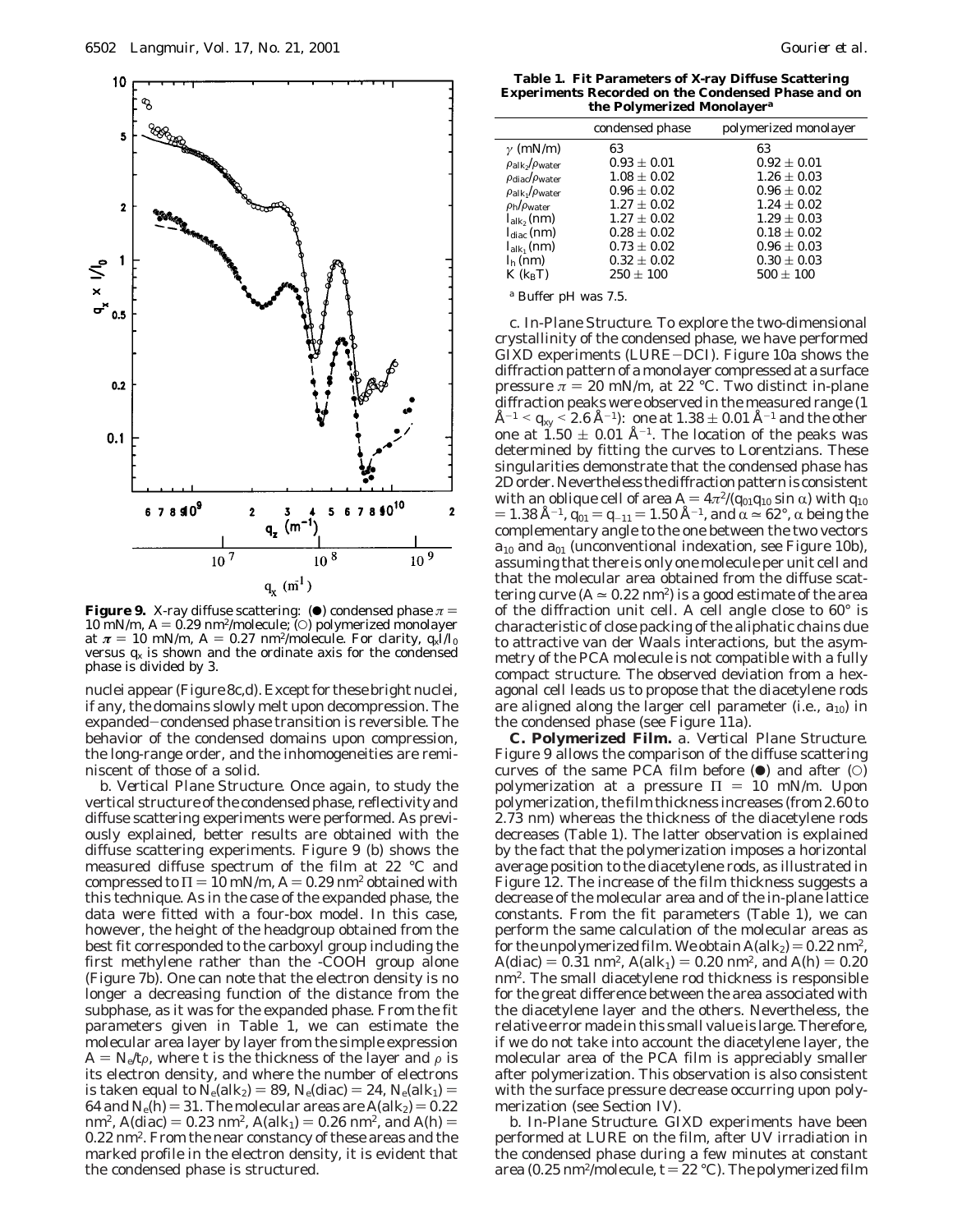**Figure 9.** X-ray diffuse scattering: (●) condensed phase $\pi = 10$ mN/m, $A = 0.29$ nm²/molecule; (○) polymerized monolayer at $\pi = 10$ mN/m, $A = 0.27$ nm²/molecule. For clarity, $q_x I/I_0$ versus $q_x$ is shown and the ordinate axis for the condensed phase is divided by 3.

nuclei appear (Figure 8c,d). Except for these bright nuclei, if any, the domains slowly melt upon decompression. The expanded–condensed phase transition is reversible. The behavior of the condensed domains upon compression, the long-range order, and the inhomogeneities are reminiscent of those of a solid.

*b. Vertical Plane Structure.* Once again, to study the vertical structure of the condensed phase, reflectivity and diffuse scattering experiments were performed. As previously explained, better results are obtained with the diffuse scattering experiments. Figure 9 (b) shows the measured diffuse spectrum of the film at 22 °C and compressed to $\Pi = 10$ mN/m, $A = 0.29$ nm² obtained with this technique. As in the case of the expanded phase, the data were fitted with a four-box model. In this case, however, the height of the headgroup obtained from the best fit corresponded to the carboxyl group including the first methylene rather than the -COOH group alone (Figure 7b). One can note that the electron density is no longer a decreasing function of the distance from the subphase, as it was for the expanded phase. From the fit parameters given in Table 1, we can estimate the molecular area layer by layer from the simple expression $A = N_e/t\rho$, where $t$ is the thickness of the layer and $\rho$ is its electron density, and where the number of electrons is taken equal to $N_e(\text{alk}_2) = 89$, $N_e(\text{diac}) = 24$, $N_e(\text{alk}_1) = 64$ and $N_e(\text{h}) = 31$. The molecular areas are $A(\text{alk}_2) = 0.22$ nm², $A(\text{diac}) = 0.23$ nm², $A(\text{alk}_1) = 0.26$ nm², and $A(\text{h}) = 0.22$ nm². From the near constancy of these areas and the marked profile in the electron density, it is evident that the condensed phase is structured.

**Table 1. Fit Parameters of X-ray Diffuse Scattering Experiments Recorded on the Condensed Phase and on the Polymerized Monolayer[a]**

| | condensed phase | polymerized monolayer |
|---|---|---|
| $\gamma$ (mN/m) | 63 | 63 |
| $\rho_{\text{alk}_2}/\rho_{\text{water}}$ | 0.93 ± 0.01 | 0.92 ± 0.01 |
| $\rho_{\text{diac}}/\rho_{\text{water}}$ | 1.08 ± 0.02 | 1.26 ± 0.03 |
| $\rho_{\text{alk}_1}/\rho_{\text{water}}$ | 0.96 ± 0.02 | 0.96 ± 0.02 |
| $\rho_{\text{h}}/\rho_{\text{water}}$ | 1.27 ± 0.02 | 1.24 ± 0.02 |
| $l_{\text{alk}_2}$ (nm) | 1.27 ± 0.02 | 1.29 ± 0.03 |
| $l_{\text{diac}}$ (nm) | 0.28 ± 0.02 | 0.18 ± 0.02 |
| $l_{\text{alk}_1}$ (nm) | 0.73 ± 0.02 | 0.96 ± 0.03 |
| $l_{\text{h}}$ (nm) | 0.32 ± 0.02 | 0.30 ± 0.03 |
| $K$ ($k_BT$) | 250 ± 100 | 500 ± 100 |

[a] Buffer pH was 7.5.

*c. In-Plane Structure.* To explore the two-dimensional crystallinity of the condensed phase, we have performed GIXD experiments (LURE–DCI). Figure 10a shows the diffraction pattern of a monolayer compressed at a surface pressure $\pi = 20$ mN/m, at 22 °C. Two distinct in-plane diffraction peaks were observed in the measured range (1 Å$^{-1}$ < $q_{xy}$ < 2.6 Å$^{-1}$): one at 1.38 ± 0.01 Å$^{-1}$ and the other one at 1.50 ± 0.01 Å$^{-1}$. The location of the peaks was determined by fitting the curves to Lorentzians. These singularities demonstrate that the condensed phase has 2D order. Nevertheless the diffraction pattern is consistent with an oblique cell of area $A = 4\pi^2/(q_{01}q_{10} \sin \alpha)$ with $q_{10} = 1.38$ Å$^{-1}$, $q_{01} = q_{-11} = 1.50$ Å$^{-1}$, and $\alpha \simeq 62°$, $\alpha$ being the complementary angle to the one between the two vectors $a_{10}$ and $a_{01}$ (unconventional indexation, see Figure 10b), assuming that there is only one molecule per unit cell and that the molecular area obtained from the diffuse scattering curve ($A \simeq 0.22$ nm²) is a good estimate of the area of the diffraction unit cell. A cell angle close to 60° is characteristic of close packing of the aliphatic chains due to attractive van der Waals interactions, but the asymmetry of the PCA molecule is not compatible with a fully compact structure. The observed deviation from a hexagonal cell leads us to propose that the diacetylene rods are aligned along the larger cell parameter (i.e., $a_{10}$) in the condensed phase (see Figure 11a).

**C. Polymerized Film.** *a. Vertical Plane Structure.* Figure 9 allows the comparison of the diffuse scattering curves of the same PCA film before (●) and after (○) polymerization at a pressure $\Pi = 10$ mN/m. Upon polymerization, the film thickness increases (from 2.60 to 2.73 nm) whereas the thickness of the diacetylene rods decreases (Table 1). The latter observation is explained by the fact that the polymerization imposes a horizontal average position to the diacetylene rods, as illustrated in Figure 12. The increase of the film thickness suggests a decrease of the molecular area and of the in-plane lattice constants. From the fit parameters (Table 1), we can perform the same calculation of the molecular areas as for the unpolymerized film. We obtain $A(\text{alk}_2) = 0.22$ nm², $A(\text{diac}) = 0.31$ nm², $A(\text{alk}_1) = 0.20$ nm², and $A(\text{h}) = 0.20$ nm². The small diacetylene rod thickness is responsible for the great difference between the area associated with the diacetylene layer and the others. Nevertheless, the relative error made in this small value is large. Therefore, if we do not take into account the diacetylene layer, the molecular area of the PCA film is appreciably smaller after polymerization. This observation is also consistent with the surface pressure decrease occurring upon polymerization (see Section IV).

*b. In-Plane Structure.* GIXD experiments have been performed at LURE on the film, after UV irradiation in the condensed phase during a few minutes at constant area (0.25 nm²/molecule, $t = 22$ °C). The polymerized film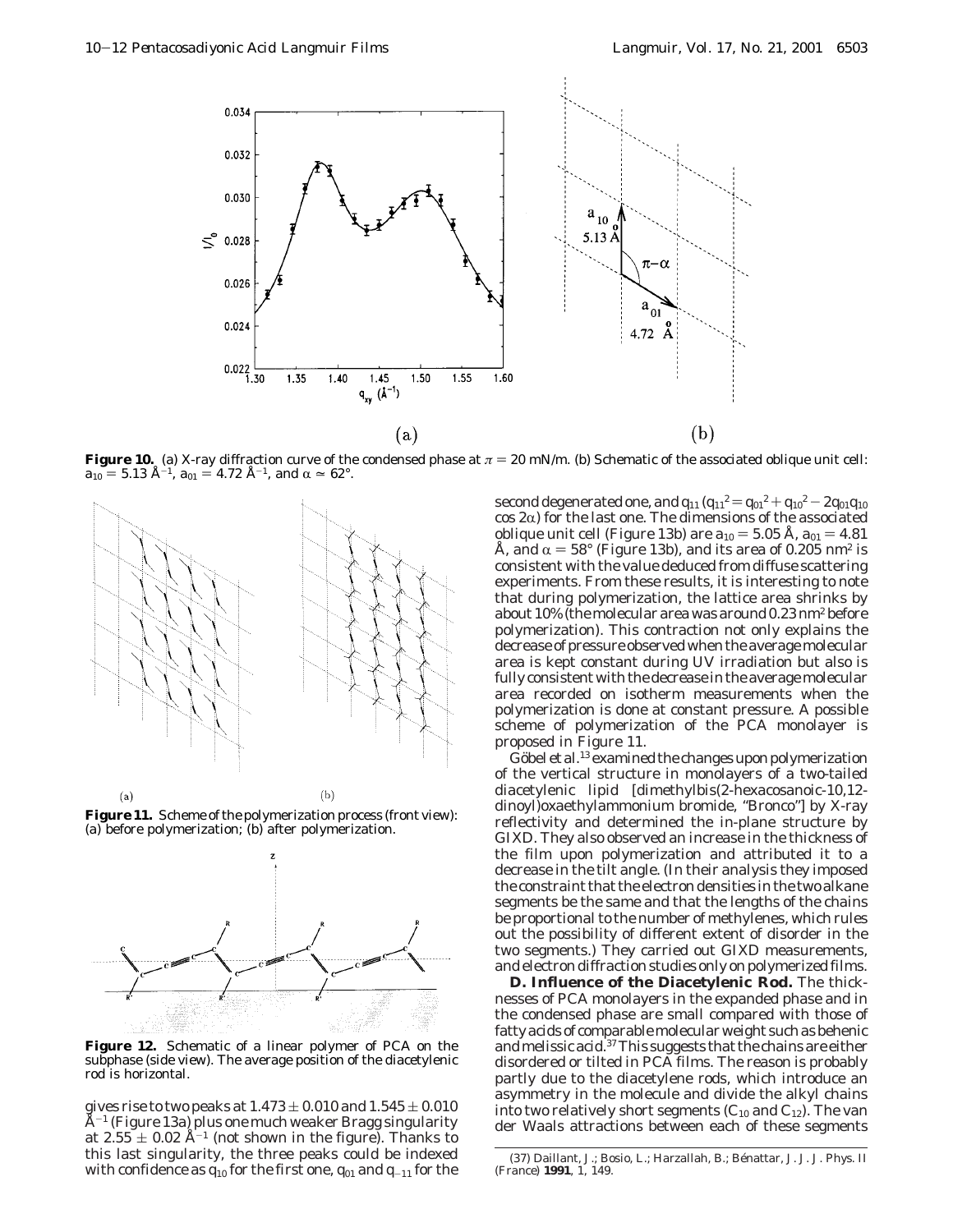**Figure 10.** (a) X-ray diffraction curve of the condensed phase at $\pi = 20$ mN/m. (b) Schematic of the associated oblique unit cell: $a_{10} = 5.13$ Å$^{-1}$, $a_{01} = 4.72$ Å$^{-1}$, and $\alpha \simeq 62°$.

**Figure 11.** Scheme of the polymerization process (front view): (a) before polymerization; (b) after polymerization.

**Figure 12.** Schematic of a linear polymer of PCA on the subphase (side view). The average position of the diacetylenic rod is horizontal.

gives rise to two peaks at $1.473 \pm 0.010$ and $1.545 \pm 0.010$ Å$^{-1}$ (Figure 13a) plus one much weaker Bragg singularity at $2.55 \pm 0.02$ Å$^{-1}$ (not shown in the figure). Thanks to this last singularity, the three peaks could be indexed with confidence as $q_{10}$ for the first one, $q_{01}$ and $q_{-11}$ for the second degenerated one, and $q_{11}$ ($q_{11}^2 = q_{01}^2 + q_{10}^2 - 2q_{01}q_{10} \cos 2\alpha$) for the last one. The dimensions of the associated oblique unit cell (Figure 13b) are $a_{10} = 5.05$ Å, $a_{01} = 4.81$ Å, and $\alpha = 58°$ (Figure 13b), and its area of 0.205 nm$^2$ is consistent with the value deduced from diffuse scattering experiments. From these results, it is interesting to note that during polymerization, the lattice area shrinks by about 10% (the molecular area was around 0.23 nm$^2$ before polymerization). This contraction not only explains the decrease of pressure observed when the average molecular area is kept constant during UV irradiation but also is fully consistent with the decrease in the average molecular area recorded on isotherm measurements when the polymerization is done at constant pressure. A possible scheme of polymerization of the PCA monolayer is proposed in Figure 11.

Göbel et al.[13] examined the changes upon polymerization of the vertical structure in monolayers of a two-tailed diacetylenic lipid [dimethylbis(2-hexacosanoic-10,12-dinoyl)oxaethylammonium bromide, "Bronco"] by X-ray reflectivity and determined the in-plane structure by GIXD. They also observed an increase in the thickness of the film upon polymerization and attributed it to a decrease in the tilt angle. (In their analysis they imposed the constraint that the electron densities in the two alkane segments be the same and that the lengths of the chains be proportional to the number of methylenes, which rules out the possibility of different extent of disorder in the two segments.) They carried out GIXD measurements, and electron diffraction studies only on polymerized films.

**D. Influence of the Diacetylenic Rod.** The thicknesses of PCA monolayers in the expanded phase and in the condensed phase are small compared with those of fatty acids of comparable molecular weight such as behenic and melissic acid.[37] This suggests that the chains are either disordered or tilted in PCA films. The reason is probably partly due to the diacetylene rods, which introduce an asymmetry in the molecule and divide the alkyl chains into two relatively short segments ($C_{10}$ and $C_{12}$). The van der Waals attractions between each of these segments

(37) Daillant, J.; Bosio, L.; Harzallah, B.; Bénattar, J. J. *J. Phys. II (France)* **1991**, *1*, 149.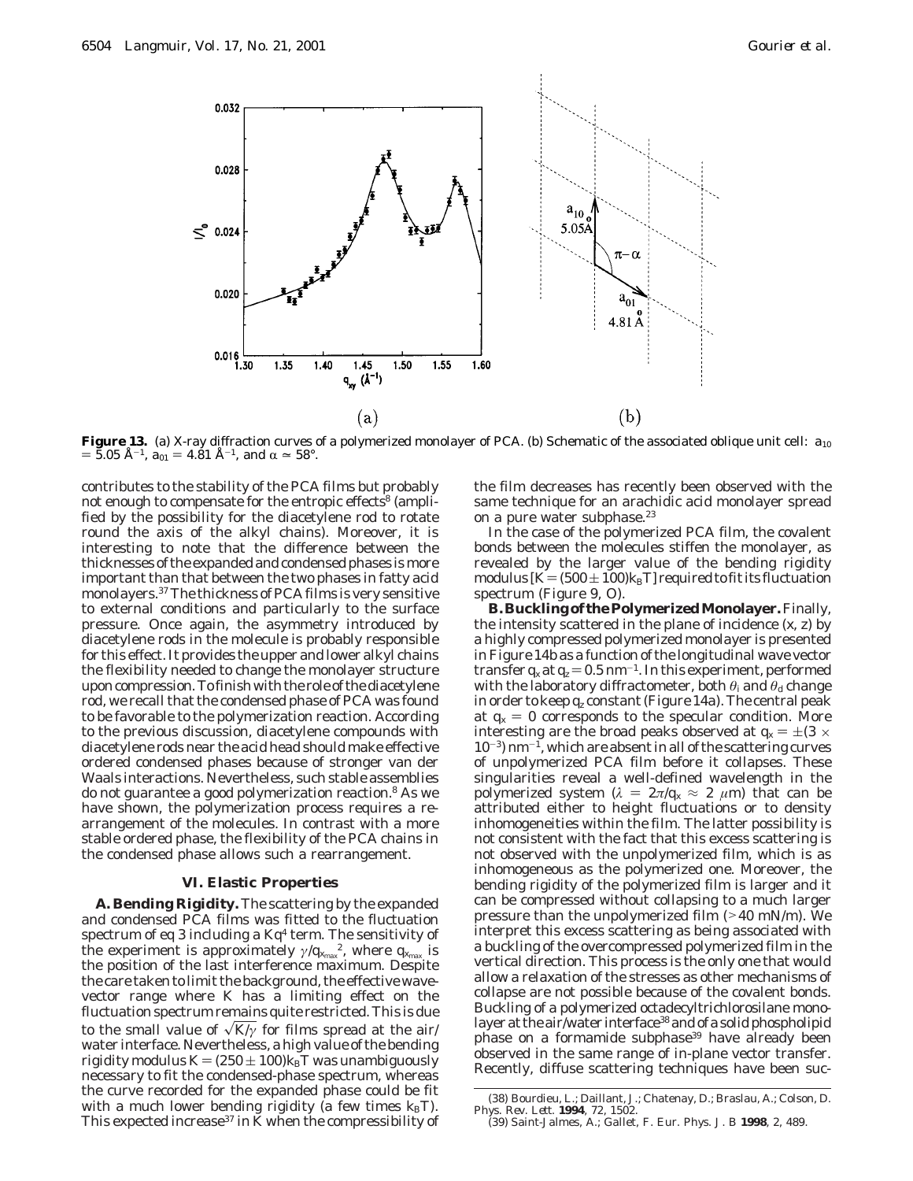**Figure 13.** (a) X-ray diffraction curves of a polymerized monolayer of PCA. (b) Schematic of the associated oblique unit cell: $a_{10} = 5.05$ Å$^{-1}$, $a_{01} = 4.81$ Å$^{-1}$, and $\alpha \simeq 58°$.

contributes to the stability of the PCA films but probably not enough to compensate for the entropic effects[8] (amplified by the possibility for the diacetylene rod to rotate round the axis of the alkyl chains). Moreover, it is interesting to note that the difference between the thicknesses of the expanded and condensed phases is more important than that between the two phases in fatty acid monolayers.[37] The thickness of PCA films is very sensitive to external conditions and particularly to the surface pressure. Once again, the asymmetry introduced by diacetylene rods in the molecule is probably responsible for this effect. It provides the upper and lower alkyl chains the flexibility needed to change the monolayer structure upon compression. To finish with the role of the diacetylene rod, we recall that the condensed phase of PCA was found to be favorable to the polymerization reaction. According to the previous discussion, diacetylene compounds with diacetylene rods near the acid head should make effective ordered condensed phases because of stronger van der Waals interactions. Nevertheless, such stable assemblies do not guarantee a good polymerization reaction.[8] As we have shown, the polymerization process requires a rearrangement of the molecules. In contrast with a more stable ordered phase, the flexibility of the PCA chains in the condensed phase allows such a rearrangement.

## VI. Elastic Properties

**A. Bending Rigidity.** The scattering by the expanded and condensed PCA films was fitted to the fluctuation spectrum of eq 3 including a $Kq^4$ term. The sensitivity of the experiment is approximately $\gamma/q_{x_{max}}^2$, where $q_{x_{max}}$ is the position of the last interference maximum. Despite the care taken to limit the background, the effective wave-vector range where $K$ has a limiting effect on the fluctuation spectrum remains quite restricted. This is due to the small value of $\sqrt{K/\gamma}$ for films spread at the air/water interface. Nevertheless, a high value of the bending rigidity modulus $K = (250 \pm 100)k_BT$ was unambiguously necessary to fit the condensed-phase spectrum, whereas the curve recorded for the expanded phase could be fit with a much lower bending rigidity (a few times $k_BT$). This expected increase[37] in $K$ when the compressibility of the film decreases has recently been observed with the same technique for an arachidic acid monolayer spread on a pure water subphase.[23]

In the case of the polymerized PCA film, the covalent bonds between the molecules stiffen the monolayer, as revealed by the larger value of the bending rigidity modulus [$K = (500 \pm 100)k_BT$] required to fit its fluctuation spectrum (Figure 9, O).

**B. Buckling of the Polymerized Monolayer.** Finally, the intensity scattered in the plane of incidence ($x$, $z$) by a highly compressed polymerized monolayer is presented in Figure 14b as a function of the longitudinal wave vector transfer $q_x$ at $q_z = 0.5$ nm$^{-1}$. In this experiment, performed with the laboratory diffractometer, both $\theta_i$ and $\theta_d$ change in order to keep $q_z$ constant (Figure 14a). The central peak at $q_x = 0$ corresponds to the specular condition. More interesting are the broad peaks observed at $q_x = \pm(3 \times 10^{-3})$ nm$^{-1}$, which are absent in all of the scattering curves of unpolymerized PCA film before it collapses. These singularities reveal a well-defined wavelength in the polymerized system ($\lambda = 2\pi/q_x \approx 2$ $\mu$m) that can be attributed either to height fluctuations or to density inhomogeneities within the film. The latter possibility is not consistent with the fact that this excess scattering is not observed with the unpolymerized film, which is as inhomogeneous as the polymerized one. Moreover, the bending rigidity of the polymerized film is larger and it can be compressed without collapsing to a much larger pressure than the unpolymerized film (>40 mN/m). We interpret this excess scattering as being associated with a buckling of the overcompressed polymerized film in the vertical direction. This process is the only one that would allow a relaxation of the stresses as other mechanisms of collapse are not possible because of the covalent bonds. Buckling of a polymerized octadecyltrichlorosilane monolayer at the air/water interface[38] and of a solid phospholipid phase on a formamide subphase[39] have already been observed in the same range of in-plane vector transfer. Recently, diffuse scattering techniques have been suc-

(38) Bourdieu, L.; Daillant, J.; Chatenay, D.; Braslau, A.; Colson, D. *Phys. Rev. Lett.* **1994**, *72*, 1502.

(39) Saint-Jalmes, A.; Gallet, F. *Eur. Phys. J. B* **1998**, *2*, 489.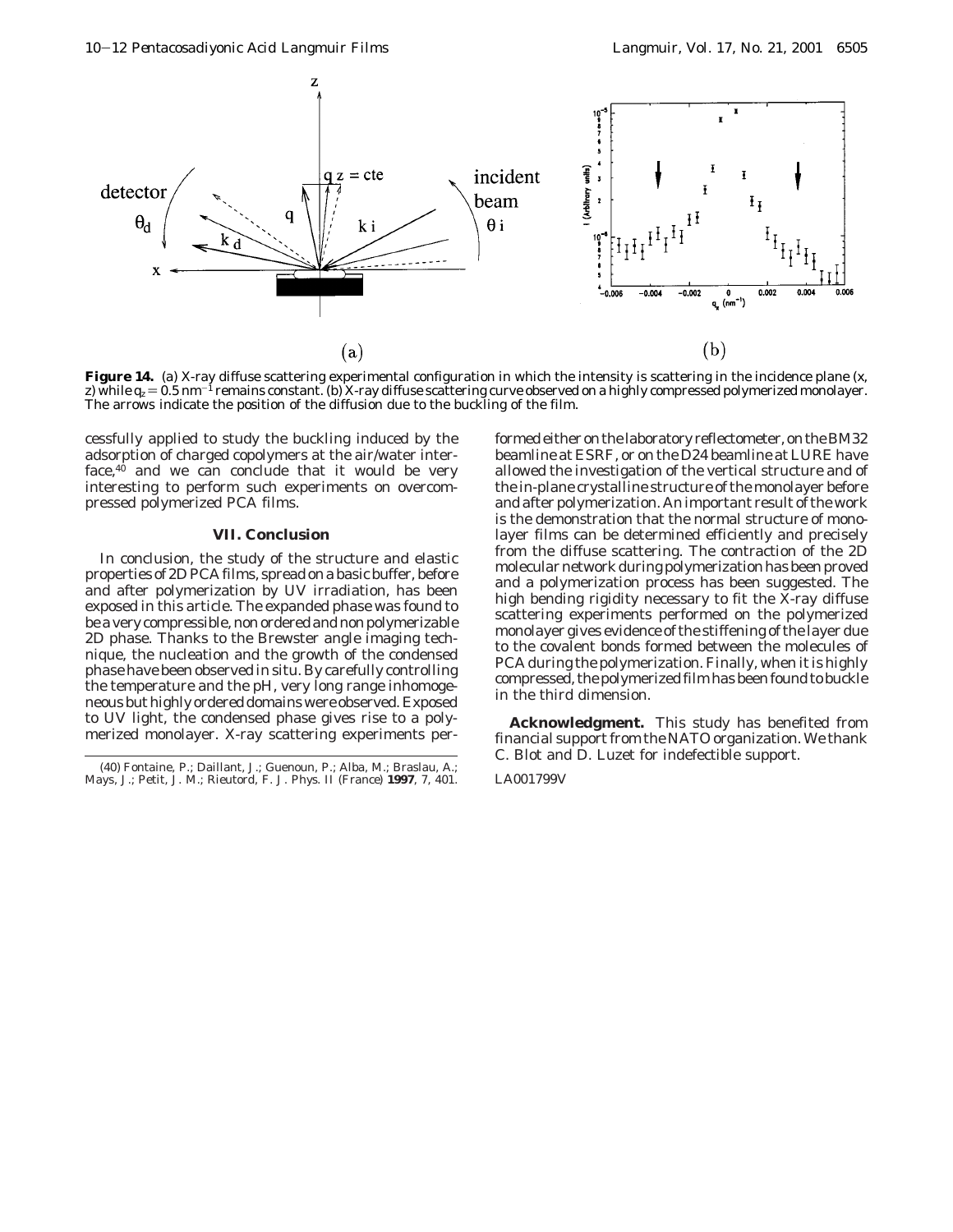detector

$\theta_d$

$k_d$

x

z

$q_z$ = cte

q

k i

incident

beam

$\theta_i$

(a)

I (Arbitrary units)

$q_x$ (nm$^{-1}$)

(b)

**Figure 14.** (a) X-ray diffuse scattering experimental configuration in which the intensity is scattering in the incidence plane (x, z) while $q_z = 0.5$ nm$^{-1}$ remains constant. (b) X-ray diffuse scattering curve observed on a highly compressed polymerized monolayer. The arrows indicate the position of the diffusion due to the buckling of the film.

cessfully applied to study the buckling induced by the adsorption of charged copolymers at the air/water interface,[40] and we can conclude that it would be very interesting to perform such experiments on overcompressed polymerized PCA films.

## VII. Conclusion

In conclusion, the study of the structure and elastic properties of 2D PCA films, spread on a basic buffer, before and after polymerization by UV irradiation, has been exposed in this article. The expanded phase was found to be a very compressible, non ordered and non polymerizable 2D phase. Thanks to the Brewster angle imaging technique, the nucleation and the growth of the condensed phase have been observed in situ. By carefully controlling the temperature and the pH, very long range inhomogeneous but highly ordered domains were observed. Exposed to UV light, the condensed phase gives rise to a polymerized monolayer. X-ray scattering experiments performed either on the laboratory reflectometer, on the BM32 beamline at ESRF, or on the D24 beamline at LURE have allowed the investigation of the vertical structure and of the in-plane crystalline structure of the monolayer before and after polymerization. An important result of the work is the demonstration that the normal structure of monolayer films can be determined efficiently and precisely from the diffuse scattering. The contraction of the 2D molecular network during polymerization has been proved and a polymerization process has been suggested. The high bending rigidity necessary to fit the X-ray diffuse scattering experiments performed on the polymerized monolayer gives evidence of the stiffening of the layer due to the covalent bonds formed between the molecules of PCA during the polymerization. Finally, when it is highly compressed, the polymerized film has been found to buckle in the third dimension.

**Acknowledgment.** This study has benefited from financial support from the NATO organization. We thank C. Blot and D. Luzet for indefectible support.

LA001799V

(40) Fontaine, P.; Daillant, J.; Guenoun, P.; Alba, M.; Braslau, A.; Mays, J.; Petit, J. M.; Rieutord, F. *J. Phys. II (France)* **1997**, *7*, 401.